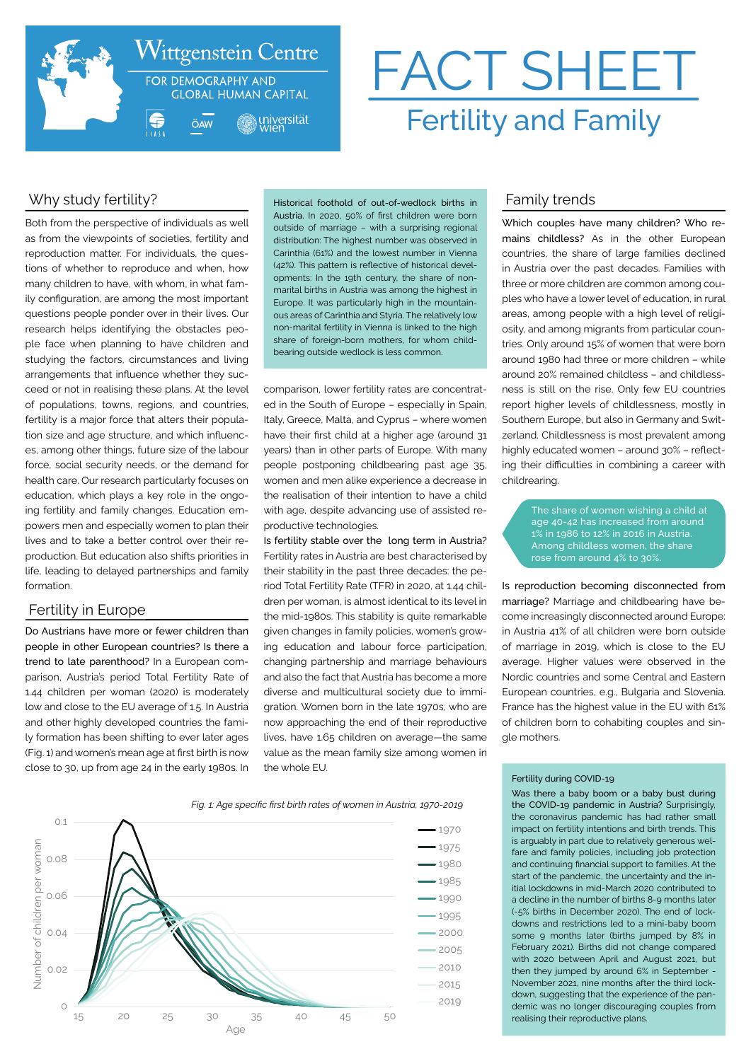Wittgenstein Centre

FOR DEMOGRAPHY AND GLOBAL HUMAN CAPITAL

IIASA ÖAW universität wien

# FACT SHEET

## Fertility and Family

## Why study fertility?

Both from the perspective of individuals as well as from the viewpoints of societies, fertility and reproduction matter. For individuals, the questions of whether to reproduce and when, how many children to have, with whom, in what family configuration, are among the most important questions people ponder over in their lives. Our research helps identifying the obstacles people face when planning to have children and studying the factors, circumstances and living arrangements that influence whether they succeed or not in realising these plans. At the level of populations, towns, regions, and countries, fertility is a major force that alters their population size and age structure, and which influences, among other things, future size of the labour force, social security needs, or the demand for health care. Our research particularly focuses on education, which plays a key role in the ongoing fertility and family changes. Education empowers men and especially women to plan their lives and to take a better control over their reproduction. But education also shifts priorities in life, leading to delayed partnerships and family formation.

## Fertility in Europe

Do Austrians have more or fewer children than people in other European countries? Is there a trend to late parenthood? In a European comparison, Austria's period Total Fertility Rate of 1.44 children per woman (2020) is moderately low and close to the EU average of 1.5. In Austria and other highly developed countries the family formation has been shifting to ever later ages (Fig. 1) and women's mean age at first birth is now close to 30, up from age 24 in the early 1980s. In comparison, lower fertility rates are concentrated in the South of Europe – especially in Spain, Italy, Greece, Malta, and Cyprus – where women have their first child at a higher age (around 31 years) than in other parts of Europe. With many people postponing childbearing past age 35, women and men alike experience a decrease in the realisation of their intention to have a child with age, despite advancing use of assisted reproductive technologies.

Historical foothold of out-of-wedlock births in Austria. In 2020, 50% of first children were born outside of marriage – with a surprising regional distribution: The highest number was observed in Carinthia (61%) and the lowest number in Vienna (42%). This pattern is reflective of historical developments: In the 19th century, the share of non-marital births in Austria was among the highest in Europe. It was particularly high in the mountainous areas of Carinthia and Styria. The relatively low non-marital fertility in Vienna is linked to the high share of foreign-born mothers, for whom childbearing outside wedlock is less common.

Is fertility stable over the long term in Austria? Fertility rates in Austria are best characterised by their stability in the past three decades: the period Total Fertility Rate (TFR) in 2020, at 1.44 children per woman, is almost identical to its level in the mid-1980s. This stability is quite remarkable given changes in family policies, women's growing education and labour force participation, changing partnership and marriage behaviours and also the fact that Austria has become a more diverse and multicultural society due to immigration. Women born in the late 1970s, who are now approaching the end of their reproductive lives, have 1.65 children on average—the same value as the mean family size among women in the whole EU.

*Fig. 1: Age specific first birth rates of women in Austria, 1970-2019*

## Family trends

Which couples have many children? Who remains childless? As in the other European countries, the share of large families declined in Austria over the past decades. Families with three or more children are common among couples who have a lower level of education, in rural areas, among people with a high level of religiosity, and among migrants from particular countries. Only around 15% of women that were born around 1980 had three or more children – while around 20% remained childless – and childlessness is still on the rise. Only few EU countries report higher levels of childlessness, mostly in Southern Europe, but also in Germany and Switzerland. Childlessness is most prevalent among highly educated women – around 30% – reflecting their difficulties in combining a career with childrearing.

The share of women wishing a child at age 40-42 has increased from around 1% in 1986 to 12% in 2016 in Austria. Among childless women, the share rose from around 4% to 30%.

Is reproduction becoming disconnected from marriage? Marriage and childbearing have become increasingly disconnected around Europe: in Austria 41% of all children were born outside of marriage in 2019, which is close to the EU average. Higher values were observed in the Nordic countries and some Central and Eastern European countries, e.g., Bulgaria and Slovenia. France has the highest value in the EU with 61% of children born to cohabiting couples and single mothers.

### Fertility during COVID-19

Was there a baby boom or a baby bust during the COVID-19 pandemic in Austria? Surprisingly, the coronavirus pandemic has had rather small impact on fertility intentions and birth trends. This is arguably in part due to relatively generous welfare and family policies, including job protection and continuing financial support to families. At the start of the pandemic, the uncertainty and the initial lockdowns in mid-March 2020 contributed to a decline in the number of births 8-9 months later (-5% births in December 2020). The end of lockdowns and restrictions led to a mini-baby boom some 9 months later (births jumped by 8% in February 2021). Births did not change compared with 2020 between April and August 2021, but then they jumped by around 6% in September - November 2021, nine months after the third lockdown, suggesting that the experience of the pandemic was no longer discouraging couples from realising their reproductive plans.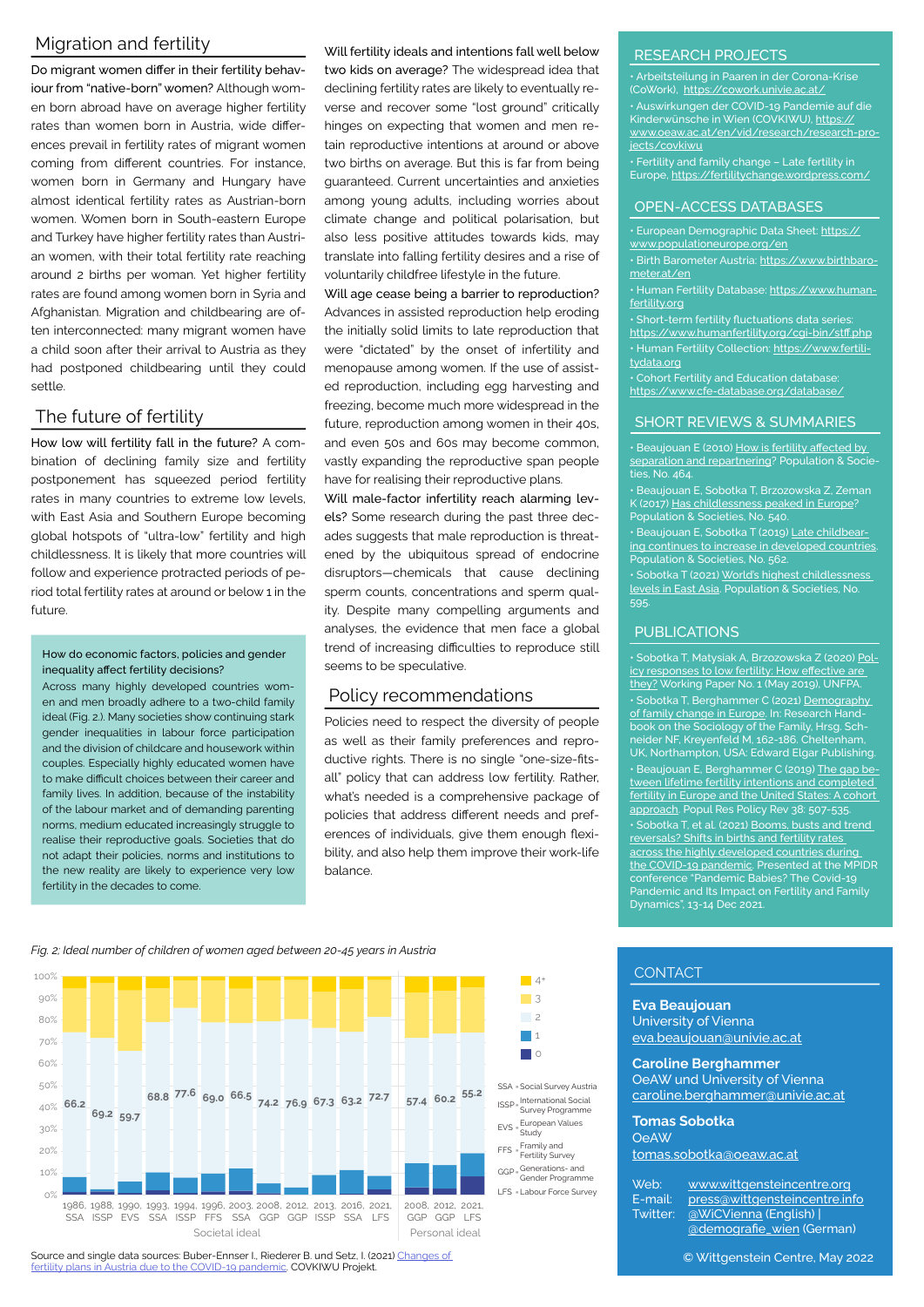## Migration and fertility

**Do migrant women differ in their fertility behaviour from "native-born" women?** Although women born abroad have on average higher fertility rates than women born in Austria, wide differences prevail in fertility rates of migrant women coming from different countries. For instance, women born in Germany and Hungary have almost identical fertility rates as Austrian-born women. Women born in South-eastern Europe and Turkey have higher fertility rates than Austrian women, with their total fertility rate reaching around 2 births per woman. Yet higher fertility rates are found among women born in Syria and Afghanistan. Migration and childbearing are often interconnected: many migrant women have a child soon after their arrival to Austria as they had postponed childbearing until they could settle.

## The future of fertility

**How low will fertility fall in the future?** A combination of declining family size and fertility postponement has squeezed period fertility rates in many countries to extreme low levels, with East Asia and Southern Europe becoming global hotspots of "ultra-low" fertility and high childlessness. It is likely that more countries will follow and experience protracted periods of period total fertility rates at around or below 1 in the future.

**How do economic factors, policies and gender inequality affect fertility decisions?**

Across many highly developed countries women and men broadly adhere to a two-child family ideal (Fig. 2.). Many societies show continuing stark gender inequalities in labour force participation and the division of childcare and housework within couples. Especially highly educated women have to make difficult choices between their career and family lives. In addition, because of the instability of the labour market and of demanding parenting norms, medium educated increasingly struggle to realise their reproductive goals. Societies that do not adapt their policies, norms and institutions to the new reality are likely to experience very low fertility in the decades to come.

**Will fertility ideals and intentions fall well below two kids on average?** The widespread idea that declining fertility rates are likely to eventually reverse and recover some "lost ground" critically hinges on expecting that women and men retain reproductive intentions at around or above two births on average. But this is far from being guaranteed. Current uncertainties and anxieties among young adults, including worries about climate change and political polarisation, but also less positive attitudes towards kids, may translate into falling fertility desires and a rise of voluntarily childfree lifestyle in the future.

**Will age cease being a barrier to reproduction?** Advances in assisted reproduction help eroding the initially solid limits to late reproduction that were "dictated" by the onset of infertility and menopause among women. If the use of assisted reproduction, including egg harvesting and freezing, become much more widespread in the future, reproduction among women in their 40s, and even 50s and 60s may become common, vastly expanding the reproductive span people have for realising their reproductive plans.

**Will male-factor infertility reach alarming levels?** Some research during the past three decades suggests that male reproduction is threatened by the ubiquitous spread of endocrine disruptors—chemicals that cause declining sperm counts, concentrations and sperm quality. Despite many compelling arguments and analyses, the evidence that men face a global trend of increasing difficulties to reproduce still seems to be speculative.

## Policy recommendations

Policies need to respect the diversity of people as well as their family preferences and reproductive rights. There is no single "one-size-fits-all" policy that can address low fertility. Rather, what's needed is a comprehensive package of policies that address different needs and preferences of individuals, give them enough flexibility, and also help them improve their work-life balance.

*Fig. 2: Ideal number of children of women aged between 20-45 years in Austria*

100%, 90%, 80%, 70%, 60%, 50%, 40%, 30%, 20%, 10%, 0%

66.2, 69.2, 59.7, 68.8, 77.6, 69.0, 66.5, 74.2, 76.9, 67.3, 63.2, 72.7, 57.4, 60.2, 55.2

1986. SSA, 1988. ISSP, 1990. EVS, 1993. SSA, 1994. ISSP, 1996. FFS, 2003. SSA, 2008. GGP, 2012. GGP, 2013. ISSP, 2016. SSA, 2021. LFS, 2008. GGP, 2012. GGP, 2021. LFS

Societal ideal — Personal ideal

4+, 3, 2, 1, 0

SSA = Social Survey Austria
ISSP = International Social Survey Programme
EVS = European Values Study
FFS = Family and Fertility Survey
GGP = Generations- and Gender Programme
LFS = Labour Force Survey

Source and single data sources: Buber-Ennser I., Riederer B. und Setz, I. (2021) Changes of fertility plans in Austria due to the COVID-19 pandemic. COVKIWU Projekt.

## RESEARCH PROJECTS

- Arbeitsteilung in Paaren in der Corona-Krise (CoWork), https://cowork.univie.ac.at/
- Auswirkungen der COVID-19 Pandemie auf die Kinderwünsche in Wien (COVKIWU), https://www.oeaw.ac.at/en/vid/research/research-projects/covkiwu
- Fertility and family change – Late fertility in Europe, https://fertilitychange.wordpress.com/

## OPEN-ACCESS DATABASES

- European Demographic Data Sheet: https://www.populationeurope.org/en
- Birth Barometer Austria: https://www.birthbarometer.at/en
- Human Fertility Database: https://www.humanfertility.org
- Short-term fertility fluctuations data series: https://www.humanfertility.org/cgi-bin/stff.php
- Human Fertility Collection: https://www.fertilitydata.org
- Cohort Fertility and Education database: https://www.cfe-database.org/database/

## SHORT REVIEWS & SUMMARIES

- Beaujouan E (2010) How is fertility affected by separation and repartnering? Population & Societies, No. 464.
- Beaujouan E, Sobotka T, Brzozowska Z, Zeman K (2017) Has childlessness peaked in Europe? Population & Societies, No. 540.
- Beaujouan E, Sobotka T (2019) Late childbearing continues to increase in developed countries. Population & Societies, No. 562.
- Sobotka T (2021) World's highest childlessness levels in East Asia. Population & Societies, No. 595.

## PUBLICATIONS

- Sobotka T, Matysiak A, Brzozowska Z (2020) Policy responses to low fertility: How effective are they? Working Paper No. 1 (May 2019), UNFPA.
- Sobotka T, Berghammer C (2021) Demography of family change in Europe. In: Research Handbook on the Sociology of the Family, Hrsg. Schneider NF, Kreyenfeld M, 162-186. Cheltenham, UK, Northampton, USA: Edward Elgar Publishing.
- Beaujouan E, Berghammer C (2019) The gap between lifetime fertility intentions and completed fertility in Europe and the United States: A cohort approach. Popul Res Policy Rev 38: 507-535.
- Sobotka T, et al. (2021) Booms, busts and trend reversals? Shifts in births and fertility rates across the highly developed countries during the COVID-19 pandemic. Presented at the MPIDR conference "Pandemic Babies? The Covid-19 Pandemic and Its Impact on Fertility and Family Dynamics", 13-14 Dec 2021.

## CONTACT

**Eva Beaujouan**
University of Vienna
eva.beaujouan@univie.ac.at

**Caroline Berghammer**
OeAW und University of Vienna
caroline.berghammer@univie.ac.at

**Tomas Sobotka**
OeAW
tomas.sobotka@oeaw.ac.at

Web: www.wittgensteincentre.org
E-mail: press@wittgensteincentre.info
Twitter: @WiCVienna (English) | @demografie_wien (German)

© Wittgenstein Centre, May 2022